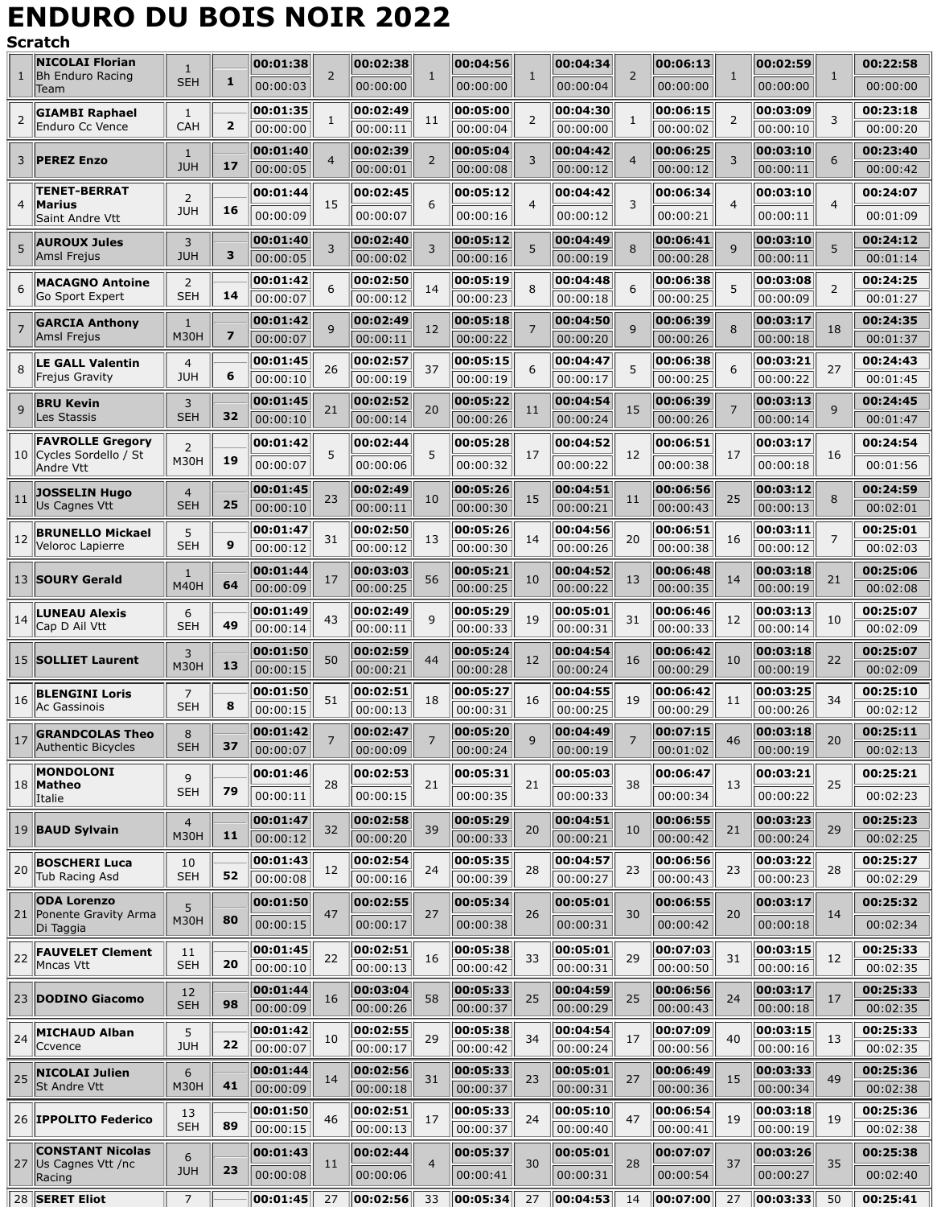# ENDURO DU BOIS NOIR 2022

**Scratch**

| Pos | Nom / Club | Cat | Dossard | ES1 | Cl | ES2 | Cl | ES3 | Cl | ES4 | Cl | ES5 | Cl | ES6 | Cl | Total |
|---|---|---|---|---|---|---|---|---|---|---|---|---|---|---|---|---|
| 1 | **NICOLAI Florian** Bh Enduro Racing Team | 1 SEH | 1 | 00:01:38 / 00:00:03 | 2 | 00:02:38 / 00:00:00 | 1 | 00:04:56 / 00:00:00 | 1 | 00:04:34 / 00:00:04 | 2 | 00:06:13 / 00:00:00 | 1 | 00:02:59 / 00:00:00 | 1 | 00:22:58 / 00:00:00 |
| 2 | **GIAMBI Raphael** Enduro Cc Vence | 1 CAH | 2 | 00:01:35 / 00:00:00 | 1 | 00:02:49 / 00:00:11 | 11 | 00:05:00 / 00:00:04 | 2 | 00:04:30 / 00:00:00 | 1 | 00:06:15 / 00:00:02 | 2 | 00:03:09 / 00:00:10 | 3 | 00:23:18 / 00:00:20 |
| 3 | **PEREZ Enzo** | 1 JUH | 17 | 00:01:40 / 00:00:05 | 4 | 00:02:39 / 00:00:01 | 2 | 00:05:04 / 00:00:08 | 3 | 00:04:42 / 00:00:12 | 4 | 00:06:25 / 00:00:12 | 3 | 00:03:10 / 00:00:11 | 6 | 00:23:40 / 00:00:42 |
| 4 | **TENET-BERRAT Marius** Saint Andre Vtt | 2 JUH | 16 | 00:01:44 / 00:00:09 | 15 | 00:02:45 / 00:00:07 | 6 | 00:05:12 / 00:00:16 | 4 | 00:04:42 / 00:00:12 | 3 | 00:06:34 / 00:00:21 | 4 | 00:03:10 / 00:00:11 | 4 | 00:24:07 / 00:01:09 |
| 5 | **AUROUX Jules** Amsl Frejus | 3 JUH | 3 | 00:01:40 / 00:00:05 | 3 | 00:02:40 / 00:00:02 | 3 | 00:05:12 / 00:00:16 | 5 | 00:04:49 / 00:00:19 | 8 | 00:06:41 / 00:00:28 | 9 | 00:03:10 / 00:00:11 | 5 | 00:24:12 / 00:01:14 |
| 6 | **MACAGNO Antoine** Go Sport Expert | 2 SEH | 14 | 00:01:42 / 00:00:07 | 6 | 00:02:50 / 00:00:12 | 14 | 00:05:19 / 00:00:23 | 8 | 00:04:48 / 00:00:18 | 6 | 00:06:38 / 00:00:25 | 5 | 00:03:08 / 00:00:09 | 2 | 00:24:25 / 00:01:27 |
| 7 | **GARCIA Anthony** Amsl Frejus | 1 M30H | 7 | 00:01:42 / 00:00:07 | 9 | 00:02:49 / 00:00:11 | 12 | 00:05:18 / 00:00:22 | 7 | 00:04:50 / 00:00:20 | 9 | 00:06:39 / 00:00:26 | 8 | 00:03:17 / 00:00:18 | 18 | 00:24:35 / 00:01:37 |
| 8 | **LE GALL Valentin** Frejus Gravity | 4 JUH | 6 | 00:01:45 / 00:00:10 | 26 | 00:02:57 / 00:00:19 | 37 | 00:05:15 / 00:00:19 | 6 | 00:04:47 / 00:00:17 | 5 | 00:06:38 / 00:00:25 | 6 | 00:03:21 / 00:00:22 | 27 | 00:24:43 / 00:01:45 |
| 9 | **BRU Kevin** Les Stassis | 3 SEH | 32 | 00:01:45 / 00:00:10 | 21 | 00:02:52 / 00:00:14 | 20 | 00:05:22 / 00:00:26 | 11 | 00:04:54 / 00:00:24 | 15 | 00:06:39 / 00:00:26 | 7 | 00:03:13 / 00:00:14 | 9 | 00:24:45 / 00:01:47 |
| 10 | **FAVROLLE Gregory** Cycles Sordello / St Andre Vtt | 2 M30H | 19 | 00:01:42 / 00:00:07 | 5 | 00:02:44 / 00:00:06 | 5 | 00:05:28 / 00:00:32 | 17 | 00:04:52 / 00:00:22 | 12 | 00:06:51 / 00:00:38 | 17 | 00:03:17 / 00:00:18 | 16 | 00:24:54 / 00:01:56 |
| 11 | **JOSSELIN Hugo** Us Cagnes Vtt | 4 SEH | 25 | 00:01:45 / 00:00:10 | 23 | 00:02:49 / 00:00:11 | 10 | 00:05:26 / 00:00:30 | 15 | 00:04:51 / 00:00:21 | 11 | 00:06:56 / 00:00:43 | 25 | 00:03:12 / 00:00:13 | 8 | 00:24:59 / 00:02:01 |
| 12 | **BRUNELLO Mickael** Veloroc Lapierre | 5 SEH | 9 | 00:01:47 / 00:00:12 | 31 | 00:02:50 / 00:00:12 | 13 | 00:05:26 / 00:00:30 | 14 | 00:04:56 / 00:00:26 | 20 | 00:06:51 / 00:00:38 | 16 | 00:03:11 / 00:00:12 | 7 | 00:25:01 / 00:02:03 |
| 13 | **SOURY Gerald** | 1 M40H | 64 | 00:01:44 / 00:00:09 | 17 | 00:03:03 / 00:00:25 | 56 | 00:05:21 / 00:00:25 | 10 | 00:04:52 / 00:00:22 | 13 | 00:06:48 / 00:00:35 | 14 | 00:03:18 / 00:00:19 | 21 | 00:25:06 / 00:02:08 |
| 14 | **LUNEAU Alexis** Cap D Ail Vtt | 6 SEH | 49 | 00:01:49 / 00:00:14 | 43 | 00:02:49 / 00:00:11 | 9 | 00:05:29 / 00:00:33 | 19 | 00:05:01 / 00:00:31 | 31 | 00:06:46 / 00:00:33 | 12 | 00:03:13 / 00:00:14 | 10 | 00:25:07 / 00:02:09 |
| 15 | **SOLLIET Laurent** | 3 M30H | 13 | 00:01:50 / 00:00:15 | 50 | 00:02:59 / 00:00:21 | 44 | 00:05:24 / 00:00:28 | 12 | 00:04:54 / 00:00:24 | 16 | 00:06:42 / 00:00:29 | 10 | 00:03:18 / 00:00:19 | 22 | 00:25:07 / 00:02:09 |
| 16 | **BLENGINI Loris** Ac Gassinois | 7 SEH | 8 | 00:01:50 / 00:00:15 | 51 | 00:02:51 / 00:00:13 | 18 | 00:05:27 / 00:00:31 | 16 | 00:04:55 / 00:00:25 | 19 | 00:06:42 / 00:00:29 | 11 | 00:03:25 / 00:00:26 | 34 | 00:25:10 / 00:02:12 |
| 17 | **GRANDCOLAS Theo** Authentic Bicycles | 8 SEH | 37 | 00:01:42 / 00:00:07 | 7 | 00:02:47 / 00:00:09 | 7 | 00:05:20 / 00:00:24 | 9 | 00:04:49 / 00:00:19 | 7 | 00:07:15 / 00:01:02 | 46 | 00:03:18 / 00:00:19 | 20 | 00:25:11 / 00:02:13 |
| 18 | **MONDOLONI Matheo** Italie | 9 SEH | 79 | 00:01:46 / 00:00:11 | 28 | 00:02:53 / 00:00:15 | 21 | 00:05:31 / 00:00:35 | 21 | 00:05:03 / 00:00:33 | 38 | 00:06:47 / 00:00:34 | 13 | 00:03:21 / 00:00:22 | 25 | 00:25:21 / 00:02:23 |
| 19 | **BAUD Sylvain** | 4 M30H | 11 | 00:01:47 / 00:00:12 | 32 | 00:02:58 / 00:00:20 | 39 | 00:05:29 / 00:00:33 | 20 | 00:04:51 / 00:00:21 | 10 | 00:06:55 / 00:00:42 | 21 | 00:03:23 / 00:00:24 | 29 | 00:25:23 / 00:02:25 |
| 20 | **BOSCHERI Luca** Tub Racing Asd | 10 SEH | 52 | 00:01:43 / 00:00:08 | 12 | 00:02:54 / 00:00:16 | 24 | 00:05:35 / 00:00:39 | 28 | 00:04:57 / 00:00:27 | 23 | 00:06:56 / 00:00:43 | 23 | 00:03:22 / 00:00:23 | 28 | 00:25:27 / 00:02:29 |
| 21 | **ODA Lorenzo** Ponente Gravity Arma Di Taggia | 5 M30H | 80 | 00:01:50 / 00:00:15 | 47 | 00:02:55 / 00:00:17 | 27 | 00:05:34 / 00:00:38 | 26 | 00:05:01 / 00:00:31 | 30 | 00:06:55 / 00:00:42 | 20 | 00:03:17 / 00:00:18 | 14 | 00:25:32 / 00:02:34 |
| 22 | **FAUVELET Clement** Mncas Vtt | 11 SEH | 20 | 00:01:45 / 00:00:10 | 22 | 00:02:51 / 00:00:13 | 16 | 00:05:38 / 00:00:42 | 33 | 00:05:01 / 00:00:31 | 29 | 00:07:03 / 00:00:50 | 31 | 00:03:15 / 00:00:16 | 12 | 00:25:33 / 00:02:35 |
| 23 | **DODINO Giacomo** | 12 SEH | 98 | 00:01:44 / 00:00:09 | 16 | 00:03:04 / 00:00:26 | 58 | 00:05:33 / 00:00:37 | 25 | 00:04:59 / 00:00:29 | 25 | 00:06:56 / 00:00:43 | 24 | 00:03:17 / 00:00:18 | 17 | 00:25:33 / 00:02:35 |
| 24 | **MICHAUD Alban** Ccvence | 5 JUH | 22 | 00:01:42 / 00:00:07 | 10 | 00:02:55 / 00:00:17 | 29 | 00:05:38 / 00:00:42 | 34 | 00:04:54 / 00:00:24 | 17 | 00:07:09 / 00:00:56 | 40 | 00:03:15 / 00:00:16 | 13 | 00:25:33 / 00:02:35 |
| 25 | **NICOLAI Julien** St Andre Vtt | 6 M30H | 41 | 00:01:44 / 00:00:09 | 14 | 00:02:56 / 00:00:18 | 31 | 00:05:33 / 00:00:37 | 23 | 00:05:01 / 00:00:31 | 27 | 00:06:49 / 00:00:36 | 15 | 00:03:33 / 00:00:34 | 49 | 00:25:36 / 00:02:38 |
| 26 | **IPPOLITO Federico** | 13 SEH | 89 | 00:01:50 / 00:00:15 | 46 | 00:02:51 / 00:00:13 | 17 | 00:05:33 / 00:00:37 | 24 | 00:05:10 / 00:00:40 | 47 | 00:06:54 / 00:00:41 | 19 | 00:03:18 / 00:00:19 | 19 | 00:25:36 / 00:02:38 |
| 27 | **CONSTANT Nicolas** Us Cagnes Vtt /nc Racing | 6 JUH | 23 | 00:01:43 / 00:00:08 | 11 | 00:02:44 / 00:00:06 | 4 | 00:05:37 / 00:00:41 | 30 | 00:05:01 / 00:00:31 | 28 | 00:07:07 / 00:00:54 | 37 | 00:03:26 / 00:00:27 | 35 | 00:25:38 / 00:02:40 |
| 28 | **SERET Eliot** | 7 | | 00:01:45 | 27 | 00:02:56 | 33 | 00:05:34 | 27 | 00:04:53 | 14 | 00:07:00 | 27 | 00:03:33 | 50 | 00:25:41 |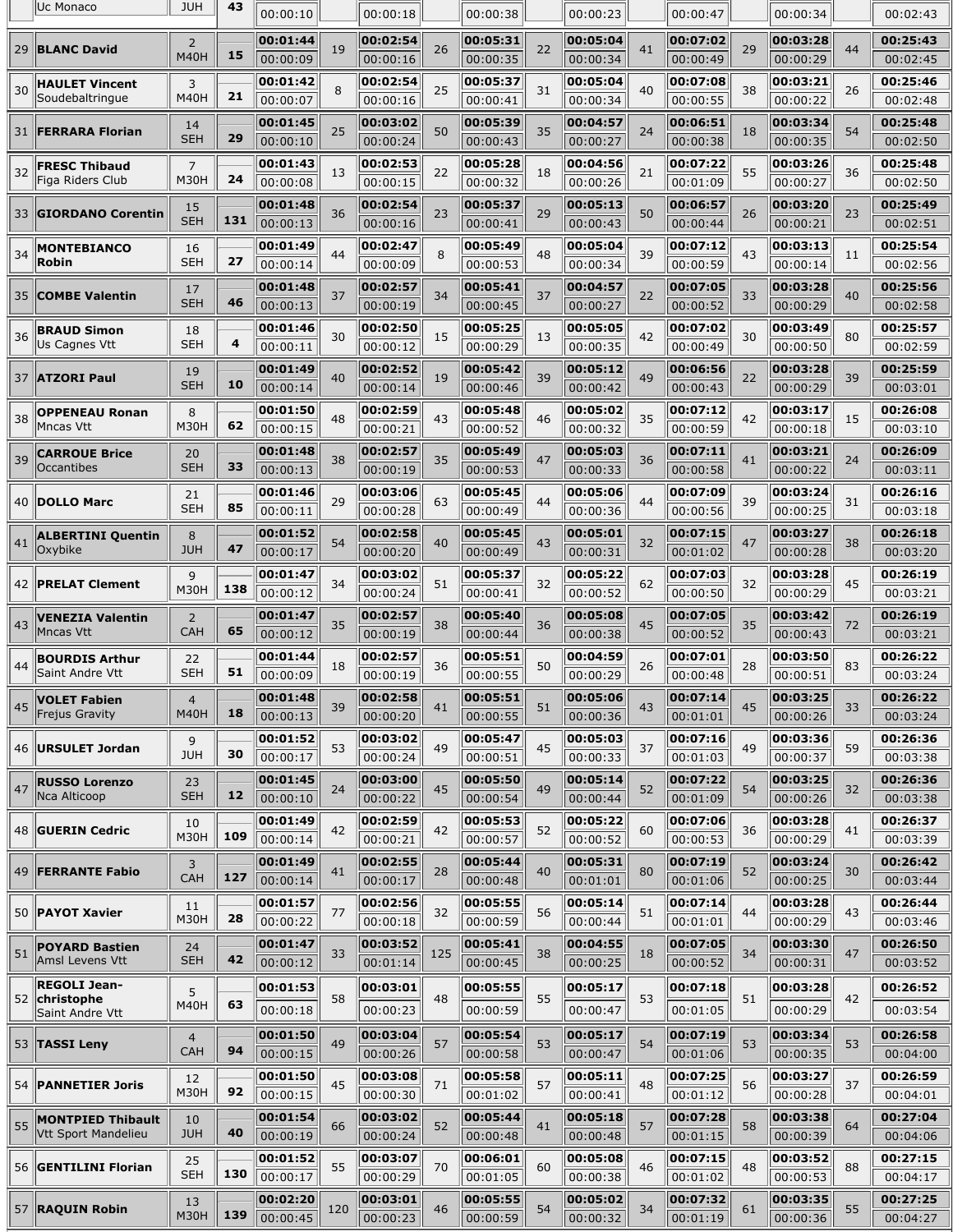| | Uc Monaco | JUH | 43 | 00:00:10 | | 00:00:18 | | 00:00:38 | | 00:00:23 | | 00:00:47 | | 00:00:34 | | 00:02:43 |
|---|---|---|---|---|---|---|---|---|---|---|---|---|---|---|---|---|
| 29 | **BLANC David** | 2<br>M40H | **15** | **00:01:44**<br>00:00:09 | 19 | **00:02:54**<br>00:00:16 | 26 | **00:05:31**<br>00:00:35 | 22 | **00:05:04**<br>00:00:34 | 41 | **00:07:02**<br>00:00:49 | 29 | **00:03:28**<br>00:00:29 | 44 | **00:25:43**<br>00:02:45 |
| 30 | **HAULET Vincent**<br>Soudebaltringue | 3<br>M40H | **21** | **00:01:42**<br>00:00:07 | 8 | **00:02:54**<br>00:00:16 | 25 | **00:05:37**<br>00:00:41 | 31 | **00:05:04**<br>00:00:34 | 40 | **00:07:08**<br>00:00:55 | 38 | **00:03:21**<br>00:00:22 | 26 | **00:25:46**<br>00:02:48 |
| 31 | **FERRARA Florian** | 14<br>SEH | **29** | **00:01:45**<br>00:00:10 | 25 | **00:03:02**<br>00:00:24 | 50 | **00:05:39**<br>00:00:43 | 35 | **00:04:57**<br>00:00:27 | 24 | **00:06:51**<br>00:00:38 | 18 | **00:03:34**<br>00:00:35 | 54 | **00:25:48**<br>00:02:50 |
| 32 | **FRESC Thibaud**<br>Figa Riders Club | 7<br>M30H | **24** | **00:01:43**<br>00:00:08 | 13 | **00:02:53**<br>00:00:15 | 22 | **00:05:28**<br>00:00:32 | 18 | **00:04:56**<br>00:00:26 | 21 | **00:07:22**<br>00:01:09 | 55 | **00:03:26**<br>00:00:27 | 36 | **00:25:48**<br>00:02:50 |
| 33 | **GIORDANO Corentin** | 15<br>SEH | **131** | **00:01:48**<br>00:00:13 | 36 | **00:02:54**<br>00:00:16 | 23 | **00:05:37**<br>00:00:41 | 29 | **00:05:13**<br>00:00:43 | 50 | **00:06:57**<br>00:00:44 | 26 | **00:03:20**<br>00:00:21 | 23 | **00:25:49**<br>00:02:51 |
| 34 | **MONTEBIANCO Robin** | 16<br>SEH | **27** | **00:01:49**<br>00:00:14 | 44 | **00:02:47**<br>00:00:09 | 8 | **00:05:49**<br>00:00:53 | 48 | **00:05:04**<br>00:00:34 | 39 | **00:07:12**<br>00:00:59 | 43 | **00:03:13**<br>00:00:14 | 11 | **00:25:54**<br>00:02:56 |
| 35 | **COMBE Valentin** | 17<br>SEH | **46** | **00:01:48**<br>00:00:13 | 37 | **00:02:57**<br>00:00:19 | 34 | **00:05:41**<br>00:00:45 | 37 | **00:04:57**<br>00:00:27 | 22 | **00:07:05**<br>00:00:52 | 33 | **00:03:28**<br>00:00:29 | 40 | **00:25:56**<br>00:02:58 |
| 36 | **BRAUD Simon**<br>Us Cagnes Vtt | 18<br>SEH | **4** | **00:01:46**<br>00:00:11 | 30 | **00:02:50**<br>00:00:12 | 15 | **00:05:25**<br>00:00:29 | 13 | **00:05:05**<br>00:00:35 | 42 | **00:07:02**<br>00:00:49 | 30 | **00:03:49**<br>00:00:50 | 80 | **00:25:57**<br>00:02:59 |
| 37 | **ATZORI Paul** | 19<br>SEH | **10** | **00:01:49**<br>00:00:14 | 40 | **00:02:52**<br>00:00:14 | 19 | **00:05:42**<br>00:00:46 | 39 | **00:05:12**<br>00:00:42 | 49 | **00:06:56**<br>00:00:43 | 22 | **00:03:28**<br>00:00:29 | 39 | **00:25:59**<br>00:03:01 |
| 38 | **OPPENEAU Ronan**<br>Mncas Vtt | 8<br>M30H | **62** | **00:01:50**<br>00:00:15 | 48 | **00:02:59**<br>00:00:21 | 43 | **00:05:48**<br>00:00:52 | 46 | **00:05:02**<br>00:00:32 | 35 | **00:07:12**<br>00:00:59 | 42 | **00:03:17**<br>00:00:18 | 15 | **00:26:08**<br>00:03:10 |
| 39 | **CARROUE Brice**<br>Occantibes | 20<br>SEH | **33** | **00:01:48**<br>00:00:13 | 38 | **00:02:57**<br>00:00:19 | 35 | **00:05:49**<br>00:00:53 | 47 | **00:05:03**<br>00:00:33 | 36 | **00:07:11**<br>00:00:58 | 41 | **00:03:21**<br>00:00:22 | 24 | **00:26:09**<br>00:03:11 |
| 40 | **DOLLO Marc** | 21<br>SEH | **85** | **00:01:46**<br>00:00:11 | 29 | **00:03:06**<br>00:00:28 | 63 | **00:05:45**<br>00:00:49 | 44 | **00:05:06**<br>00:00:36 | 44 | **00:07:09**<br>00:00:56 | 39 | **00:03:24**<br>00:00:25 | 31 | **00:26:16**<br>00:03:18 |
| 41 | **ALBERTINI Quentin**<br>Oxybike | 8<br>JUH | **47** | **00:01:52**<br>00:00:17 | 54 | **00:02:58**<br>00:00:20 | 40 | **00:05:45**<br>00:00:49 | 43 | **00:05:01**<br>00:00:31 | 32 | **00:07:15**<br>00:01:02 | 47 | **00:03:27**<br>00:00:28 | 38 | **00:26:18**<br>00:03:20 |
| 42 | **PRELAT Clement** | 9<br>M30H | **138** | **00:01:47**<br>00:00:12 | 34 | **00:03:02**<br>00:00:24 | 51 | **00:05:37**<br>00:00:41 | 32 | **00:05:22**<br>00:00:52 | 62 | **00:07:03**<br>00:00:50 | 32 | **00:03:28**<br>00:00:29 | 45 | **00:26:19**<br>00:03:21 |
| 43 | **VENEZIA Valentin**<br>Mncas Vtt | 2<br>CAH | **65** | **00:01:47**<br>00:00:12 | 35 | **00:02:57**<br>00:00:19 | 38 | **00:05:40**<br>00:00:44 | 36 | **00:05:08**<br>00:00:38 | 45 | **00:07:05**<br>00:00:52 | 35 | **00:03:42**<br>00:00:43 | 72 | **00:26:19**<br>00:03:21 |
| 44 | **BOURDIS Arthur**<br>Saint Andre Vtt | 22<br>SEH | **51** | **00:01:44**<br>00:00:09 | 18 | **00:02:57**<br>00:00:19 | 36 | **00:05:51**<br>00:00:55 | 50 | **00:04:59**<br>00:00:29 | 26 | **00:07:01**<br>00:00:48 | 28 | **00:03:50**<br>00:00:51 | 83 | **00:26:22**<br>00:03:24 |
| 45 | **VOLET Fabien**<br>Frejus Gravity | 4<br>M40H | **18** | **00:01:48**<br>00:00:13 | 39 | **00:02:58**<br>00:00:20 | 41 | **00:05:51**<br>00:00:55 | 51 | **00:05:06**<br>00:00:36 | 43 | **00:07:14**<br>00:01:01 | 45 | **00:03:25**<br>00:00:26 | 33 | **00:26:22**<br>00:03:24 |
| 46 | **URSULET Jordan** | 9<br>JUH | **30** | **00:01:52**<br>00:00:17 | 53 | **00:03:02**<br>00:00:24 | 49 | **00:05:47**<br>00:00:51 | 45 | **00:05:03**<br>00:00:33 | 37 | **00:07:16**<br>00:01:03 | 49 | **00:03:36**<br>00:00:37 | 59 | **00:26:36**<br>00:03:38 |
| 47 | **RUSSO Lorenzo**<br>Nca Alticoop | 23<br>SEH | **12** | **00:01:45**<br>00:00:10 | 24 | **00:03:00**<br>00:00:22 | 45 | **00:05:50**<br>00:00:54 | 49 | **00:05:14**<br>00:00:44 | 52 | **00:07:22**<br>00:01:09 | 54 | **00:03:25**<br>00:00:26 | 32 | **00:26:36**<br>00:03:38 |
| 48 | **GUERIN Cedric** | 10<br>M30H | **109** | **00:01:49**<br>00:00:14 | 42 | **00:02:59**<br>00:00:21 | 42 | **00:05:53**<br>00:00:57 | 52 | **00:05:22**<br>00:00:52 | 60 | **00:07:06**<br>00:00:53 | 36 | **00:03:28**<br>00:00:29 | 41 | **00:26:37**<br>00:03:39 |
| 49 | **FERRANTE Fabio** | 3<br>CAH | **127** | **00:01:49**<br>00:00:14 | 41 | **00:02:55**<br>00:00:17 | 28 | **00:05:44**<br>00:00:48 | 40 | **00:05:31**<br>00:01:01 | 80 | **00:07:19**<br>00:01:06 | 52 | **00:03:24**<br>00:00:25 | 30 | **00:26:42**<br>00:03:44 |
| 50 | **PAYOT Xavier** | 11<br>M30H | **28** | **00:01:57**<br>00:00:22 | 77 | **00:02:56**<br>00:00:18 | 32 | **00:05:55**<br>00:00:59 | 56 | **00:05:14**<br>00:00:44 | 51 | **00:07:14**<br>00:01:01 | 44 | **00:03:28**<br>00:00:29 | 43 | **00:26:44**<br>00:03:46 |
| 51 | **POYARD Bastien**<br>Amsl Levens Vtt | 24<br>SEH | **42** | **00:01:47**<br>00:00:12 | 33 | **00:03:52**<br>00:01:14 | 125 | **00:05:41**<br>00:00:45 | 38 | **00:04:55**<br>00:00:25 | 18 | **00:07:05**<br>00:00:52 | 34 | **00:03:30**<br>00:00:31 | 47 | **00:26:50**<br>00:03:52 |
| 52 | **REGOLI Jean-christophe**<br>Saint Andre Vtt | 5<br>M40H | **63** | **00:01:53**<br>00:00:18 | 58 | **00:03:01**<br>00:00:23 | 48 | **00:05:55**<br>00:00:59 | 55 | **00:05:17**<br>00:00:47 | 53 | **00:07:18**<br>00:01:05 | 51 | **00:03:28**<br>00:00:29 | 42 | **00:26:52**<br>00:03:54 |
| 53 | **TASSI Leny** | 4<br>CAH | **94** | **00:01:50**<br>00:00:15 | 49 | **00:03:04**<br>00:00:26 | 57 | **00:05:54**<br>00:00:58 | 53 | **00:05:17**<br>00:00:47 | 54 | **00:07:19**<br>00:01:06 | 53 | **00:03:34**<br>00:00:35 | 53 | **00:26:58**<br>00:04:00 |
| 54 | **PANNETIER Joris** | 12<br>M30H | **92** | **00:01:50**<br>00:00:15 | 45 | **00:03:08**<br>00:00:30 | 71 | **00:05:58**<br>00:01:02 | 57 | **00:05:11**<br>00:00:41 | 48 | **00:07:25**<br>00:01:12 | 56 | **00:03:27**<br>00:00:28 | 37 | **00:26:59**<br>00:04:01 |
| 55 | **MONTPIED Thibault**<br>Vtt Sport Mandelieu | 10<br>JUH | **40** | **00:01:54**<br>00:00:19 | 66 | **00:03:02**<br>00:00:24 | 52 | **00:05:44**<br>00:00:48 | 41 | **00:05:18**<br>00:00:48 | 57 | **00:07:28**<br>00:01:15 | 58 | **00:03:38**<br>00:00:39 | 64 | **00:27:04**<br>00:04:06 |
| 56 | **GENTILINI Florian** | 25<br>SEH | **130** | **00:01:52**<br>00:00:17 | 55 | **00:03:07**<br>00:00:29 | 70 | **00:06:01**<br>00:01:05 | 60 | **00:05:08**<br>00:00:38 | 46 | **00:07:15**<br>00:01:02 | 48 | **00:03:52**<br>00:00:53 | 88 | **00:27:15**<br>00:04:17 |
| 57 | **RAQUIN Robin** | 13<br>M30H | **139** | **00:02:20**<br>00:00:45 | 120 | **00:03:01**<br>00:00:23 | 46 | **00:05:55**<br>00:00:59 | 54 | **00:05:02**<br>00:00:32 | 34 | **00:07:32**<br>00:01:19 | 61 | **00:03:35**<br>00:00:36 | 55 | **00:27:25**<br>00:04:27 |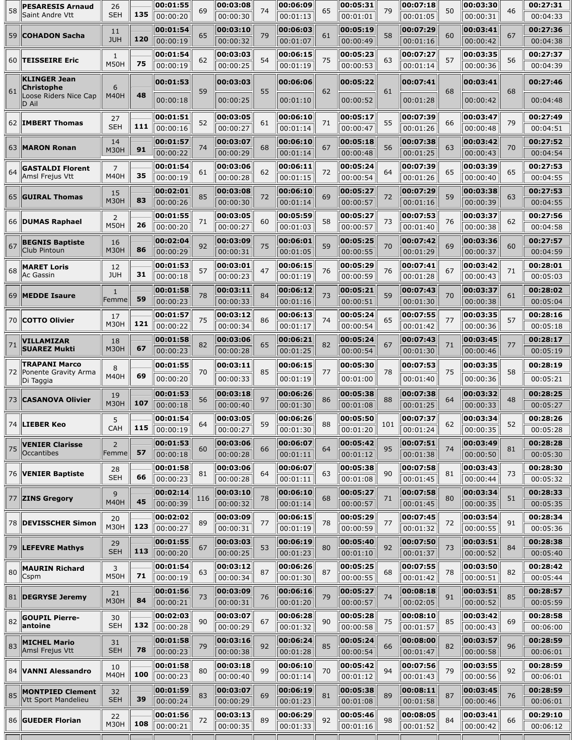| 58 | **PESARESIS Arnaud** Saint Andre Vtt | 26 SEH | **135** | **00:01:55** 00:00:20 | 69 | **00:03:08** 00:00:30 | 74 | **00:06:09** 00:01:13 | 65 | **00:05:31** 00:01:01 | 79 | **00:07:18** 00:01:05 | 50 | **00:03:30** 00:00:31 | 46 | **00:27:31** 00:04:33 |
|---|---|---|---|---|---|---|---|---|---|---|---|---|---|---|---|---|
| 59 | **COHADON Sacha** | 11 JUH | **120** | **00:01:54** 00:00:19 | 65 | **00:03:10** 00:00:32 | 79 | **00:06:03** 00:01:07 | 61 | **00:05:19** 00:00:49 | 58 | **00:07:29** 00:01:16 | 60 | **00:03:41** 00:00:42 | 67 | **00:27:36** 00:04:38 |
| 60 | **TEISSEIRE Eric** | 1 M50H | **75** | **00:01:54** 00:00:19 | 62 | **00:03:03** 00:00:25 | 54 | **00:06:15** 00:01:19 | 75 | **00:05:23** 00:00:53 | 63 | **00:07:27** 00:01:14 | 57 | **00:03:35** 00:00:36 | 56 | **00:27:37** 00:04:39 |
| 61 | **KLINGER Jean Christophe** Loose Riders Nice Cap D Ail | 6 M40H | **48** | **00:01:53** 00:00:18 | 59 | **00:03:03** 00:00:25 | 55 | **00:06:06** 00:01:10 | 62 | **00:05:22** 00:00:52 | 61 | **00:07:41** 00:01:28 | 68 | **00:03:41** 00:00:42 | 68 | **00:27:46** 00:04:48 |
| 62 | **IMBERT Thomas** | 27 SEH | **111** | **00:01:51** 00:00:16 | 52 | **00:03:05** 00:00:27 | 61 | **00:06:10** 00:01:14 | 71 | **00:05:17** 00:00:47 | 55 | **00:07:39** 00:01:26 | 66 | **00:03:47** 00:00:48 | 79 | **00:27:49** 00:04:51 |
| 63 | **MARON Ronan** | 14 M30H | **91** | **00:01:57** 00:00:22 | 74 | **00:03:07** 00:00:29 | 68 | **00:06:10** 00:01:14 | 67 | **00:05:18** 00:00:48 | 56 | **00:07:38** 00:01:25 | 63 | **00:03:42** 00:00:43 | 70 | **00:27:52** 00:04:54 |
| 64 | **GASTALDI Florent** Amsl Frejus Vtt | 7 M40H | **35** | **00:01:54** 00:00:19 | 61 | **00:03:06** 00:00:28 | 62 | **00:06:11** 00:01:15 | 72 | **00:05:24** 00:00:54 | 64 | **00:07:39** 00:01:26 | 65 | **00:03:39** 00:00:40 | 65 | **00:27:53** 00:04:55 |
| 65 | **GUIRAL Thomas** | 15 M30H | **83** | **00:02:01** 00:00:26 | 85 | **00:03:08** 00:00:30 | 72 | **00:06:10** 00:01:14 | 69 | **00:05:27** 00:00:57 | 72 | **00:07:29** 00:01:16 | 59 | **00:03:38** 00:00:39 | 63 | **00:27:53** 00:04:55 |
| 66 | **DUMAS Raphael** | 2 M50H | **26** | **00:01:55** 00:00:20 | 71 | **00:03:05** 00:00:27 | 60 | **00:05:59** 00:01:03 | 58 | **00:05:27** 00:00:57 | 73 | **00:07:53** 00:01:40 | 76 | **00:03:37** 00:00:38 | 62 | **00:27:56** 00:04:58 |
| 67 | **BEGNIS Baptiste** Club Pintoun | 16 M30H | **86** | **00:02:04** 00:00:29 | 92 | **00:03:09** 00:00:31 | 75 | **00:06:01** 00:01:05 | 59 | **00:05:25** 00:00:55 | 70 | **00:07:42** 00:01:29 | 69 | **00:03:36** 00:00:37 | 60 | **00:27:57** 00:04:59 |
| 68 | **MARET Loris** Ac Gassin | 12 JUH | **31** | **00:01:53** 00:00:18 | 57 | **00:03:01** 00:00:23 | 47 | **00:06:15** 00:01:19 | 76 | **00:05:29** 00:00:59 | 76 | **00:07:41** 00:01:28 | 67 | **00:03:42** 00:00:43 | 71 | **00:28:01** 00:05:03 |
| 69 | **MEDDE Isaure** | 1 Femme | **59** | **00:01:58** 00:00:23 | 78 | **00:03:11** 00:00:33 | 84 | **00:06:12** 00:01:16 | 73 | **00:05:21** 00:00:51 | 59 | **00:07:43** 00:01:30 | 70 | **00:03:37** 00:00:38 | 61 | **00:28:02** 00:05:04 |
| 70 | **COTTO Olivier** | 17 M30H | **121** | **00:01:57** 00:00:22 | 75 | **00:03:12** 00:00:34 | 86 | **00:06:13** 00:01:17 | 74 | **00:05:24** 00:00:54 | 65 | **00:07:55** 00:01:42 | 77 | **00:03:35** 00:00:36 | 57 | **00:28:16** 00:05:18 |
| 71 | **VILLAMIZAR SUAREZ Mukti** | 18 M30H | **67** | **00:01:58** 00:00:23 | 82 | **00:03:06** 00:00:28 | 65 | **00:06:21** 00:01:25 | 82 | **00:05:24** 00:00:54 | 67 | **00:07:43** 00:01:30 | 71 | **00:03:45** 00:00:46 | 77 | **00:28:17** 00:05:19 |
| 72 | **TRAPANI Marco** Ponente Gravity Arma Di Taggia | 8 M40H | **69** | **00:01:55** 00:00:20 | 70 | **00:03:11** 00:00:33 | 85 | **00:06:15** 00:01:19 | 77 | **00:05:30** 00:01:00 | 78 | **00:07:53** 00:01:40 | 75 | **00:03:35** 00:00:36 | 58 | **00:28:19** 00:05:21 |
| 73 | **CASANOVA Olivier** | 19 M30H | **107** | **00:01:53** 00:00:18 | 56 | **00:03:18** 00:00:40 | 97 | **00:06:26** 00:01:30 | 86 | **00:05:38** 00:01:08 | 88 | **00:07:38** 00:01:25 | 64 | **00:03:32** 00:00:33 | 48 | **00:28:25** 00:05:27 |
| 74 | **LIEBER Keo** | 5 CAH | **115** | **00:01:54** 00:00:19 | 64 | **00:03:05** 00:00:27 | 59 | **00:06:26** 00:01:30 | 88 | **00:05:50** 00:01:20 | 101 | **00:07:37** 00:01:24 | 62 | **00:03:34** 00:00:35 | 52 | **00:28:26** 00:05:28 |
| 75 | **VENIER Clarisse** Occantibes | 2 Femme | **57** | **00:01:53** 00:00:18 | 60 | **00:03:06** 00:00:28 | 66 | **00:06:07** 00:01:11 | 64 | **00:05:42** 00:01:12 | 95 | **00:07:51** 00:01:38 | 74 | **00:03:49** 00:00:50 | 81 | **00:28:28** 00:05:30 |
| 76 | **VENIER Baptiste** | 28 SEH | **66** | **00:01:58** 00:00:23 | 81 | **00:03:06** 00:00:28 | 64 | **00:06:07** 00:01:11 | 63 | **00:05:38** 00:01:08 | 90 | **00:07:58** 00:01:45 | 81 | **00:03:43** 00:00:44 | 73 | **00:28:30** 00:05:32 |
| 77 | **ZINS Gregory** | 9 M40H | **45** | **00:02:14** 00:00:39 | 116 | **00:03:10** 00:00:32 | 78 | **00:06:10** 00:01:14 | 68 | **00:05:27** 00:00:57 | 71 | **00:07:58** 00:01:45 | 80 | **00:03:34** 00:00:35 | 51 | **00:28:33** 00:05:35 |
| 78 | **DEVISSCHER Simon** | 20 M30H | **123** | **00:02:02** 00:00:27 | 89 | **00:03:09** 00:00:31 | 77 | **00:06:15** 00:01:19 | 78 | **00:05:29** 00:00:59 | 77 | **00:07:45** 00:01:32 | 72 | **00:03:54** 00:00:55 | 91 | **00:28:34** 00:05:36 |
| 79 | **LEFEVRE Mathys** | 29 SEH | **113** | **00:01:55** 00:00:20 | 67 | **00:03:03** 00:00:25 | 53 | **00:06:19** 00:01:23 | 80 | **00:05:40** 00:01:10 | 92 | **00:07:50** 00:01:37 | 73 | **00:03:51** 00:00:52 | 84 | **00:28:38** 00:05:40 |
| 80 | **MAURIN Richard** Cspm | 3 M50H | **71** | **00:01:54** 00:00:19 | 63 | **00:03:12** 00:00:34 | 87 | **00:06:26** 00:01:30 | 87 | **00:05:25** 00:00:55 | 68 | **00:07:55** 00:01:42 | 78 | **00:03:50** 00:00:51 | 82 | **00:28:42** 00:05:44 |
| 81 | **DEGRYSE Jeremy** | 21 M30H | **84** | **00:01:56** 00:00:21 | 73 | **00:03:09** 00:00:31 | 76 | **00:06:16** 00:01:20 | 79 | **00:05:27** 00:00:57 | 74 | **00:08:18** 00:02:05 | 91 | **00:03:51** 00:00:52 | 85 | **00:28:57** 00:05:59 |
| 82 | **GOUPIL Pierre-antoine** | 30 SEH | **132** | **00:02:03** 00:00:28 | 90 | **00:03:07** 00:00:29 | 67 | **00:06:28** 00:01:32 | 90 | **00:05:28** 00:00:58 | 75 | **00:08:10** 00:01:57 | 85 | **00:03:42** 00:00:43 | 69 | **00:28:58** 00:06:00 |
| 83 | **MICHEL Mario** Amsl Frejus Vtt | 31 SEH | **78** | **00:01:58** 00:00:23 | 79 | **00:03:16** 00:00:38 | 92 | **00:06:24** 00:01:28 | 85 | **00:05:24** 00:00:54 | 66 | **00:08:00** 00:01:47 | 82 | **00:03:57** 00:00:58 | 96 | **00:28:59** 00:06:01 |
| 84 | **VANNI Alessandro** | 10 M40H | **100** | **00:01:58** 00:00:23 | 80 | **00:03:18** 00:00:40 | 99 | **00:06:10** 00:01:14 | 70 | **00:05:42** 00:01:12 | 94 | **00:07:56** 00:01:43 | 79 | **00:03:55** 00:00:56 | 92 | **00:28:59** 00:06:01 |
| 85 | **MONTPIED Clement** Vtt Sport Mandelieu | 32 SEH | **39** | **00:01:59** 00:00:24 | 83 | **00:03:07** 00:00:29 | 69 | **00:06:19** 00:01:23 | 81 | **00:05:38** 00:01:08 | 89 | **00:08:11** 00:01:58 | 87 | **00:03:45** 00:00:46 | 76 | **00:28:59** 00:06:01 |
| 86 | **GUEDER Florian** | 22 M30H | **108** | **00:01:56** 00:00:21 | 72 | **00:03:13** 00:00:35 | 89 | **00:06:29** 00:01:33 | 92 | **00:05:46** 00:01:16 | 98 | **00:08:05** 00:01:52 | 84 | **00:03:41** 00:00:42 | 66 | **00:29:10** 00:06:12 |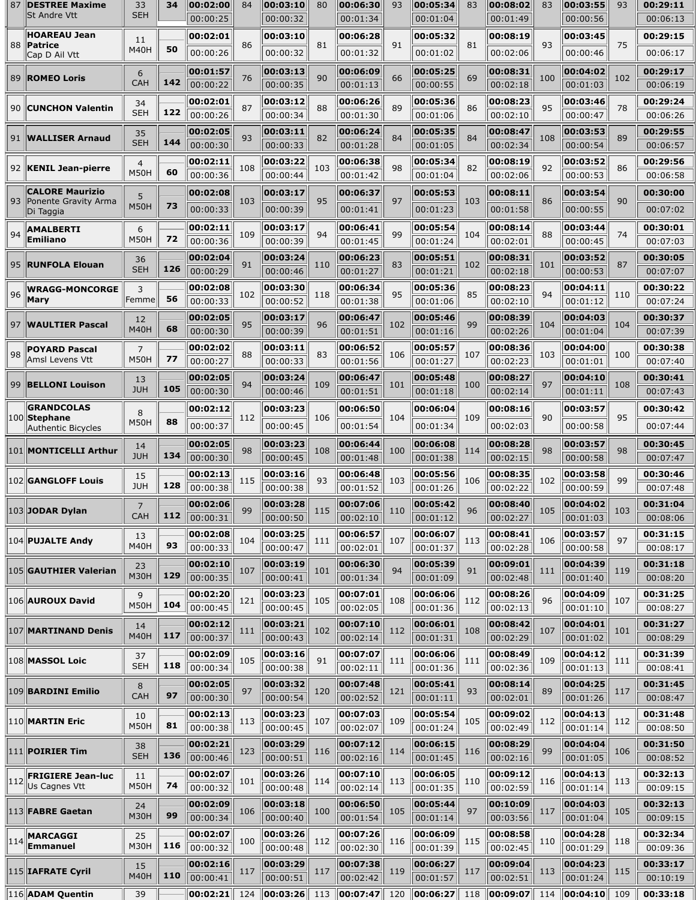| 87 | **DESTREE Maxime**<br>St Andre Vtt | 33<br>SEH | **34** | **00:02:00**<br>00:00:25 | 84 | **00:03:10**<br>00:00:32 | 80 | **00:06:30**<br>00:01:34 | 93 | **00:05:34**<br>00:01:04 | 83 | **00:08:02**<br>00:01:49 | 83 | **00:03:55**<br>00:00:56 | 93 | **00:29:11**<br>00:06:13 |
|---|---|---|---|---|---|---|---|---|---|---|---|---|---|---|---|---|
| 88 | **HOAREAU Jean Patrice**<br>Cap D Ail Vtt | 11<br>M40H | **50** | **00:02:01**<br>00:00:26 | 86 | **00:03:10**<br>00:00:32 | 81 | **00:06:28**<br>00:01:32 | 91 | **00:05:32**<br>00:01:02 | 81 | **00:08:19**<br>00:02:06 | 93 | **00:03:45**<br>00:00:46 | 75 | **00:29:15**<br>00:06:17 |
| 89 | **ROMEO Loris** | 6<br>CAH | **142** | **00:01:57**<br>00:00:22 | 76 | **00:03:13**<br>00:00:35 | 90 | **00:06:09**<br>00:01:13 | 66 | **00:05:25**<br>00:00:55 | 69 | **00:08:31**<br>00:02:18 | 100 | **00:04:02**<br>00:01:03 | 102 | **00:29:17**<br>00:06:19 |
| 90 | **CUNCHON Valentin** | 34<br>SEH | **122** | **00:02:01**<br>00:00:26 | 87 | **00:03:12**<br>00:00:34 | 88 | **00:06:26**<br>00:01:30 | 89 | **00:05:36**<br>00:01:06 | 86 | **00:08:23**<br>00:02:10 | 95 | **00:03:46**<br>00:00:47 | 78 | **00:29:24**<br>00:06:26 |
| 91 | **WALLISER Arnaud** | 35<br>SEH | **144** | **00:02:05**<br>00:00:30 | 93 | **00:03:11**<br>00:00:33 | 82 | **00:06:24**<br>00:01:28 | 84 | **00:05:35**<br>00:01:05 | 84 | **00:08:47**<br>00:02:34 | 108 | **00:03:53**<br>00:00:54 | 89 | **00:29:55**<br>00:06:57 |
| 92 | **KENIL Jean-pierre** | 4<br>M50H | **60** | **00:02:11**<br>00:00:36 | 108 | **00:03:22**<br>00:00:44 | 103 | **00:06:38**<br>00:01:42 | 98 | **00:05:34**<br>00:01:04 | 82 | **00:08:19**<br>00:02:06 | 92 | **00:03:52**<br>00:00:53 | 86 | **00:29:56**<br>00:06:58 |
| 93 | **CALORE Maurizio**<br>Ponente Gravity Arma Di Taggia | 5<br>M50H | **73** | **00:02:08**<br>00:00:33 | 103 | **00:03:17**<br>00:00:39 | 95 | **00:06:37**<br>00:01:41 | 97 | **00:05:53**<br>00:01:23 | 103 | **00:08:11**<br>00:01:58 | 86 | **00:03:54**<br>00:00:55 | 90 | **00:30:00**<br>00:07:02 |
| 94 | **AMALBERTI Emiliano** | 6<br>M50H | **72** | **00:02:11**<br>00:00:36 | 109 | **00:03:17**<br>00:00:39 | 94 | **00:06:41**<br>00:01:45 | 99 | **00:05:54**<br>00:01:24 | 104 | **00:08:14**<br>00:02:01 | 88 | **00:03:44**<br>00:00:45 | 74 | **00:30:01**<br>00:07:03 |
| 95 | **RUNFOLA Elouan** | 36<br>SEH | **126** | **00:02:04**<br>00:00:29 | 91 | **00:03:24**<br>00:00:46 | 110 | **00:06:23**<br>00:01:27 | 83 | **00:05:51**<br>00:01:21 | 102 | **00:08:31**<br>00:02:18 | 101 | **00:03:52**<br>00:00:53 | 87 | **00:30:05**<br>00:07:07 |
| 96 | **WRAGG-MONCORGE Mary** | 3<br>Femme | **56** | **00:02:08**<br>00:00:33 | 102 | **00:03:30**<br>00:00:52 | 118 | **00:06:34**<br>00:01:38 | 95 | **00:05:36**<br>00:01:06 | 85 | **00:08:23**<br>00:02:10 | 94 | **00:04:11**<br>00:01:12 | 110 | **00:30:22**<br>00:07:24 |
| 97 | **WAULTIER Pascal** | 12<br>M40H | **68** | **00:02:05**<br>00:00:30 | 95 | **00:03:17**<br>00:00:39 | 96 | **00:06:47**<br>00:01:51 | 102 | **00:05:46**<br>00:01:16 | 99 | **00:08:39**<br>00:02:26 | 104 | **00:04:03**<br>00:01:04 | 104 | **00:30:37**<br>00:07:39 |
| 98 | **POYARD Pascal**<br>Amsl Levens Vtt | 7<br>M50H | **77** | **00:02:02**<br>00:00:27 | 88 | **00:03:11**<br>00:00:33 | 83 | **00:06:52**<br>00:01:56 | 106 | **00:05:57**<br>00:01:27 | 107 | **00:08:36**<br>00:02:23 | 103 | **00:04:00**<br>00:01:01 | 100 | **00:30:38**<br>00:07:40 |
| 99 | **BELLONI Louison** | 13<br>JUH | **105** | **00:02:05**<br>00:00:30 | 94 | **00:03:24**<br>00:00:46 | 109 | **00:06:47**<br>00:01:51 | 101 | **00:05:48**<br>00:01:18 | 100 | **00:08:27**<br>00:02:14 | 97 | **00:04:10**<br>00:01:11 | 108 | **00:30:41**<br>00:07:43 |
| 100 | **GRANDCOLAS Stephane**<br>Authentic Bicycles | 8<br>M50H | **88** | **00:02:12**<br>00:00:37 | 112 | **00:03:23**<br>00:00:45 | 106 | **00:06:50**<br>00:01:54 | 104 | **00:06:04**<br>00:01:34 | 109 | **00:08:16**<br>00:02:03 | 90 | **00:03:57**<br>00:00:58 | 95 | **00:30:42**<br>00:07:44 |
| 101 | **MONTICELLI Arthur** | 14<br>JUH | **134** | **00:02:05**<br>00:00:30 | 98 | **00:03:23**<br>00:00:45 | 108 | **00:06:44**<br>00:01:48 | 100 | **00:06:08**<br>00:01:38 | 114 | **00:08:28**<br>00:02:15 | 98 | **00:03:57**<br>00:00:58 | 98 | **00:30:45**<br>00:07:47 |
| 102 | **GANGLOFF Louis** | 15<br>JUH | **128** | **00:02:13**<br>00:00:38 | 115 | **00:03:16**<br>00:00:38 | 93 | **00:06:48**<br>00:01:52 | 103 | **00:05:56**<br>00:01:26 | 106 | **00:08:35**<br>00:02:22 | 102 | **00:03:58**<br>00:00:59 | 99 | **00:30:46**<br>00:07:48 |
| 103 | **JODAR Dylan** | 7<br>CAH | **112** | **00:02:06**<br>00:00:31 | 99 | **00:03:28**<br>00:00:50 | 115 | **00:07:06**<br>00:02:10 | 110 | **00:05:42**<br>00:01:12 | 96 | **00:08:40**<br>00:02:27 | 105 | **00:04:02**<br>00:01:03 | 103 | **00:31:04**<br>00:08:06 |
| 104 | **PUJALTE Andy** | 13<br>M40H | **93** | **00:02:08**<br>00:00:33 | 104 | **00:03:25**<br>00:00:47 | 111 | **00:06:57**<br>00:02:01 | 107 | **00:06:07**<br>00:01:37 | 113 | **00:08:41**<br>00:02:28 | 106 | **00:03:57**<br>00:00:58 | 97 | **00:31:15**<br>00:08:17 |
| 105 | **GAUTHIER Valerian** | 23<br>M30H | **129** | **00:02:10**<br>00:00:35 | 107 | **00:03:19**<br>00:00:41 | 101 | **00:06:30**<br>00:01:34 | 94 | **00:05:39**<br>00:01:09 | 91 | **00:09:01**<br>00:02:48 | 111 | **00:04:39**<br>00:01:40 | 119 | **00:31:18**<br>00:08:20 |
| 106 | **AUROUX David** | 9<br>M50H | **104** | **00:02:20**<br>00:00:45 | 121 | **00:03:23**<br>00:00:45 | 105 | **00:07:01**<br>00:02:05 | 108 | **00:06:06**<br>00:01:36 | 112 | **00:08:26**<br>00:02:13 | 96 | **00:04:09**<br>00:01:10 | 107 | **00:31:25**<br>00:08:27 |
| 107 | **MARTINAND Denis** | 14<br>M40H | **117** | **00:02:12**<br>00:00:37 | 111 | **00:03:21**<br>00:00:43 | 102 | **00:07:10**<br>00:02:14 | 112 | **00:06:01**<br>00:01:31 | 108 | **00:08:42**<br>00:02:29 | 107 | **00:04:01**<br>00:01:02 | 101 | **00:31:27**<br>00:08:29 |
| 108 | **MASSOL Loic** | 37<br>SEH | **118** | **00:02:09**<br>00:00:34 | 105 | **00:03:16**<br>00:00:38 | 91 | **00:07:07**<br>00:02:11 | 111 | **00:06:06**<br>00:01:36 | 111 | **00:08:49**<br>00:02:36 | 109 | **00:04:12**<br>00:01:13 | 111 | **00:31:39**<br>00:08:41 |
| 109 | **BARDINI Emilio** | 8<br>CAH | **97** | **00:02:05**<br>00:00:30 | 97 | **00:03:32**<br>00:00:54 | 120 | **00:07:48**<br>00:02:52 | 121 | **00:05:41**<br>00:01:11 | 93 | **00:08:14**<br>00:02:01 | 89 | **00:04:25**<br>00:01:26 | 117 | **00:31:45**<br>00:08:47 |
| 110 | **MARTIN Eric** | 10<br>M50H | **81** | **00:02:13**<br>00:00:38 | 113 | **00:03:23**<br>00:00:45 | 107 | **00:07:03**<br>00:02:07 | 109 | **00:05:54**<br>00:01:24 | 105 | **00:09:02**<br>00:02:49 | 112 | **00:04:13**<br>00:01:14 | 112 | **00:31:48**<br>00:08:50 |
| 111 | **POIRIER Tim** | 38<br>SEH | **136** | **00:02:21**<br>00:00:46 | 123 | **00:03:29**<br>00:00:51 | 116 | **00:07:12**<br>00:02:16 | 114 | **00:06:15**<br>00:01:45 | 116 | **00:08:29**<br>00:02:16 | 99 | **00:04:04**<br>00:01:05 | 106 | **00:31:50**<br>00:08:52 |
| 112 | **FRIGIERE Jean-luc**<br>Us Cagnes Vtt | 11<br>M50H | **74** | **00:02:07**<br>00:00:32 | 101 | **00:03:26**<br>00:00:48 | 114 | **00:07:10**<br>00:02:14 | 113 | **00:06:05**<br>00:01:35 | 110 | **00:09:12**<br>00:02:59 | 116 | **00:04:13**<br>00:01:14 | 113 | **00:32:13**<br>00:09:15 |
| 113 | **FABRE Gaetan** | 24<br>M30H | **99** | **00:02:09**<br>00:00:34 | 106 | **00:03:18**<br>00:00:40 | 100 | **00:06:50**<br>00:01:54 | 105 | **00:05:44**<br>00:01:14 | 97 | **00:10:09**<br>00:03:56 | 117 | **00:04:03**<br>00:01:04 | 105 | **00:32:13**<br>00:09:15 |
| 114 | **MARCAGGI Emmanuel** | 25<br>M30H | **116** | **00:02:07**<br>00:00:32 | 100 | **00:03:26**<br>00:00:48 | 112 | **00:07:26**<br>00:02:30 | 116 | **00:06:09**<br>00:01:39 | 115 | **00:08:58**<br>00:02:45 | 110 | **00:04:28**<br>00:01:29 | 118 | **00:32:34**<br>00:09:36 |
| 115 | **IAFRATE Cyril** | 15<br>M40H | **110** | **00:02:16**<br>00:00:41 | 117 | **00:03:29**<br>00:00:51 | 117 | **00:07:38**<br>00:02:42 | 119 | **00:06:27**<br>00:01:57 | 117 | **00:09:04**<br>00:02:51 | 113 | **00:04:23**<br>00:01:24 | 115 | **00:33:17**<br>00:10:19 |
| 116 | **ADAM Quentin** | 39 | | **00:02:21** | 124 | **00:03:26** | 113 | **00:07:47** | 120 | **00:06:27** | 118 | **00:09:07** | 114 | **00:04:10** | 109 | **00:33:18** |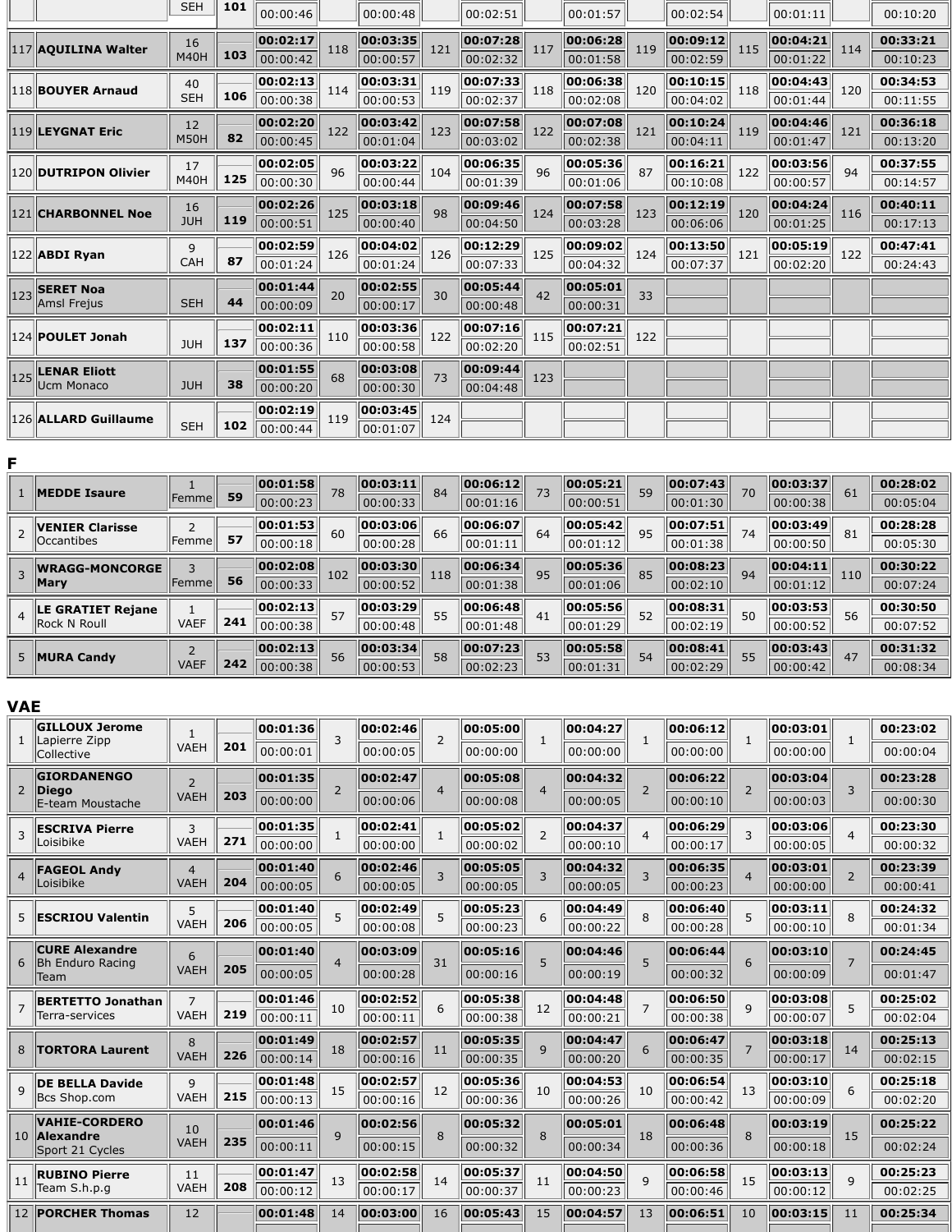| | | SEH | 101 | 00:00:46 | | 00:00:48 | | 00:02:51 | | 00:01:57 | | 00:02:54 | | 00:01:11 | | 00:10:20 |
|---|---|---|---|---|---|---|---|---|---|---|---|---|---|---|---|---|
| 117 | **AQUILINA Walter** | 16 M40H | 103 | 00:02:17 / 00:00:42 | 118 | 00:03:35 / 00:00:57 | 121 | 00:07:28 / 00:02:32 | 117 | 00:06:28 / 00:01:58 | 119 | 00:09:12 / 00:02:59 | 115 | 00:04:21 / 00:01:22 | 114 | 00:33:21 / 00:10:23 |
| 118 | **BOUYER Arnaud** | 40 SEH | 106 | 00:02:13 / 00:00:38 | 114 | 00:03:31 / 00:00:53 | 119 | 00:07:33 / 00:02:37 | 118 | 00:06:38 / 00:02:08 | 120 | 00:10:15 / 00:04:02 | 118 | 00:04:43 / 00:01:44 | 120 | 00:34:53 / 00:11:55 |
| 119 | **LEYGNAT Eric** | 12 M50H | 82 | 00:02:20 / 00:00:45 | 122 | 00:03:42 / 00:01:04 | 123 | 00:07:58 / 00:03:02 | 122 | 00:07:08 / 00:02:38 | 121 | 00:10:24 / 00:04:11 | 119 | 00:04:46 / 00:01:47 | 121 | 00:36:18 / 00:13:20 |
| 120 | **DUTRIPON Olivier** | 17 M40H | 125 | 00:02:05 / 00:00:30 | 96 | 00:03:22 / 00:00:44 | 104 | 00:06:35 / 00:01:39 | 96 | 00:05:36 / 00:01:06 | 87 | 00:16:21 / 00:10:08 | 122 | 00:03:56 / 00:00:57 | 94 | 00:37:55 / 00:14:57 |
| 121 | **CHARBONNEL Noe** | 16 JUH | 119 | 00:02:26 / 00:00:51 | 125 | 00:03:18 / 00:00:40 | 98 | 00:09:46 / 00:04:50 | 124 | 00:07:58 / 00:03:28 | 123 | 00:12:19 / 00:06:06 | 120 | 00:04:24 / 00:01:25 | 116 | 00:40:11 / 00:17:13 |
| 122 | **ABDI Ryan** | 9 CAH | 87 | 00:02:59 / 00:01:24 | 126 | 00:04:02 / 00:01:24 | 126 | 00:12:29 / 00:07:33 | 125 | 00:09:02 / 00:04:32 | 124 | 00:13:50 / 00:07:37 | 121 | 00:05:19 / 00:02:20 | 122 | 00:47:41 / 00:24:43 |
| 123 | **SERET Noa** Amsl Frejus | SEH | 44 | 00:01:44 / 00:00:09 | 20 | 00:02:55 / 00:00:17 | 30 | 00:05:44 / 00:00:48 | 42 | 00:05:01 / 00:00:31 | 33 | | | | | |
| 124 | **POULET Jonah** | JUH | 137 | 00:02:11 / 00:00:36 | 110 | 00:03:36 / 00:00:58 | 122 | 00:07:16 / 00:02:20 | 115 | 00:07:21 / 00:02:51 | 122 | | | | | |
| 125 | **LENAR Eliott** Ucm Monaco | JUH | 38 | 00:01:55 / 00:00:20 | 68 | 00:03:08 / 00:00:30 | 73 | 00:09:44 / 00:04:48 | 123 | | | | | | | |
| 126 | **ALLARD Guillaume** | SEH | 102 | 00:02:19 / 00:00:44 | 119 | 00:03:45 / 00:01:07 | 124 | | | | | | | | | |

## F

| | | | | | | | | | | | | | | | | |
|---|---|---|---|---|---|---|---|---|---|---|---|---|---|---|---|---|
| 1 | **MEDDE Isaure** | 1 Femme | 59 | 00:01:58 / 00:00:23 | 78 | 00:03:11 / 00:00:33 | 84 | 00:06:12 / 00:01:16 | 73 | 00:05:21 / 00:00:51 | 59 | 00:07:43 / 00:01:30 | 70 | 00:03:37 / 00:00:38 | 61 | 00:28:02 / 00:05:04 |
| 2 | **VENIER Clarisse** Occantibes | 2 Femme | 57 | 00:01:53 / 00:00:18 | 60 | 00:03:06 / 00:00:28 | 66 | 00:06:07 / 00:01:11 | 64 | 00:05:42 / 00:01:12 | 95 | 00:07:51 / 00:01:38 | 74 | 00:03:49 / 00:00:50 | 81 | 00:28:28 / 00:05:30 |
| 3 | **WRAGG-MONCORGE Mary** | 3 Femme | 56 | 00:02:08 / 00:00:33 | 102 | 00:03:30 / 00:00:52 | 118 | 00:06:34 / 00:01:38 | 95 | 00:05:36 / 00:01:06 | 85 | 00:08:23 / 00:02:10 | 94 | 00:04:11 / 00:01:12 | 110 | 00:30:22 / 00:07:24 |
| 4 | **LE GRATIET Rejane** Rock N Roull | 1 VAEF | 241 | 00:02:13 / 00:00:38 | 57 | 00:03:29 / 00:00:48 | 55 | 00:06:48 / 00:01:48 | 41 | 00:05:56 / 00:01:29 | 52 | 00:08:31 / 00:02:19 | 50 | 00:03:53 / 00:00:52 | 56 | 00:30:50 / 00:07:52 |
| 5 | **MURA Candy** | 2 VAEF | 242 | 00:02:13 / 00:00:38 | 56 | 00:03:34 / 00:00:53 | 58 | 00:07:23 / 00:02:23 | 53 | 00:05:58 / 00:01:31 | 54 | 00:08:41 / 00:02:29 | 55 | 00:03:43 / 00:00:42 | 47 | 00:31:32 / 00:08:34 |

## VAE

| | | | | | | | | | | | | | | | | |
|---|---|---|---|---|---|---|---|---|---|---|---|---|---|---|---|---|
| 1 | **GILLOUX Jerome** Lapierre Zipp Collective | 1 VAEH | 201 | 00:01:36 / 00:00:01 | 3 | 00:02:46 / 00:00:05 | 2 | 00:05:00 / 00:00:00 | 1 | 00:04:27 / 00:00:00 | 1 | 00:06:12 / 00:00:00 | 1 | 00:03:01 / 00:00:00 | 1 | 00:23:02 / 00:00:04 |
| 2 | **GIORDANENGO Diego** E-team Moustache | 2 VAEH | 203 | 00:01:35 / 00:00:00 | 2 | 00:02:47 / 00:00:06 | 4 | 00:05:08 / 00:00:08 | 4 | 00:04:32 / 00:00:05 | 2 | 00:06:22 / 00:00:10 | 2 | 00:03:04 / 00:00:03 | 3 | 00:23:28 / 00:00:30 |
| 3 | **ESCRIVA Pierre** Loisibike | 3 VAEH | 271 | 00:01:35 / 00:00:00 | 1 | 00:02:41 / 00:00:00 | 1 | 00:05:02 / 00:00:02 | 2 | 00:04:37 / 00:00:10 | 4 | 00:06:29 / 00:00:17 | 3 | 00:03:06 / 00:00:05 | 4 | 00:23:30 / 00:00:32 |
| 4 | **FAGEOL Andy** Loisibike | 4 VAEH | 204 | 00:01:40 / 00:00:05 | 6 | 00:02:46 / 00:00:05 | 3 | 00:05:05 / 00:00:05 | 3 | 00:04:32 / 00:00:05 | 3 | 00:06:35 / 00:00:23 | 4 | 00:03:01 / 00:00:00 | 2 | 00:23:39 / 00:00:41 |
| 5 | **ESCRIOU Valentin** | 5 VAEH | 206 | 00:01:40 / 00:00:05 | 5 | 00:02:49 / 00:00:08 | 5 | 00:05:23 / 00:00:23 | 6 | 00:04:49 / 00:00:22 | 8 | 00:06:40 / 00:00:28 | 5 | 00:03:11 / 00:00:10 | 8 | 00:24:32 / 00:01:34 |
| 6 | **CURE Alexandre** Bh Enduro Racing Team | 6 VAEH | 205 | 00:01:40 / 00:00:05 | 4 | 00:03:09 / 00:00:28 | 31 | 00:05:16 / 00:00:16 | 5 | 00:04:46 / 00:00:19 | 5 | 00:06:44 / 00:00:32 | 6 | 00:03:10 / 00:00:09 | 7 | 00:24:45 / 00:01:47 |
| 7 | **BERTETTO Jonathan** Terra-services | 7 VAEH | 219 | 00:01:46 / 00:00:11 | 10 | 00:02:52 / 00:00:11 | 6 | 00:05:38 / 00:00:38 | 12 | 00:04:48 / 00:00:21 | 7 | 00:06:50 / 00:00:38 | 9 | 00:03:08 / 00:00:07 | 5 | 00:25:02 / 00:02:04 |
| 8 | **TORTORA Laurent** | 8 VAEH | 226 | 00:01:49 / 00:00:14 | 18 | 00:02:57 / 00:00:16 | 11 | 00:05:35 / 00:00:35 | 9 | 00:04:47 / 00:00:20 | 6 | 00:06:47 / 00:00:35 | 7 | 00:03:18 / 00:00:17 | 14 | 00:25:13 / 00:02:15 |
| 9 | **DE BELLA Davide** Bcs Shop.com | 9 VAEH | 215 | 00:01:48 / 00:00:13 | 15 | 00:02:57 / 00:00:16 | 12 | 00:05:36 / 00:00:36 | 10 | 00:04:53 / 00:00:26 | 10 | 00:06:54 / 00:00:42 | 13 | 00:03:10 / 00:00:09 | 6 | 00:25:18 / 00:02:20 |
| 10 | **VAHIE-CORDERO Alexandre** Sport 21 Cycles | 10 VAEH | 235 | 00:01:46 / 00:00:11 | 9 | 00:02:56 / 00:00:15 | 8 | 00:05:32 / 00:00:32 | 8 | 00:05:01 / 00:00:34 | 18 | 00:06:48 / 00:00:36 | 8 | 00:03:19 / 00:00:18 | 15 | 00:25:22 / 00:02:24 |
| 11 | **RUBINO Pierre** Team S.h.p.g | 11 VAEH | 208 | 00:01:47 / 00:00:12 | 13 | 00:02:58 / 00:00:17 | 14 | 00:05:37 / 00:00:37 | 11 | 00:04:50 / 00:00:23 | 9 | 00:06:58 / 00:00:46 | 15 | 00:03:13 / 00:00:12 | 9 | 00:25:23 / 00:02:25 |
| 12 | **PORCHER Thomas** | 12 | | 00:01:48 | 14 | 00:03:00 | 16 | 00:05:43 | 15 | 00:04:57 | 13 | 00:06:51 | 10 | 00:03:15 | 11 | 00:25:34 |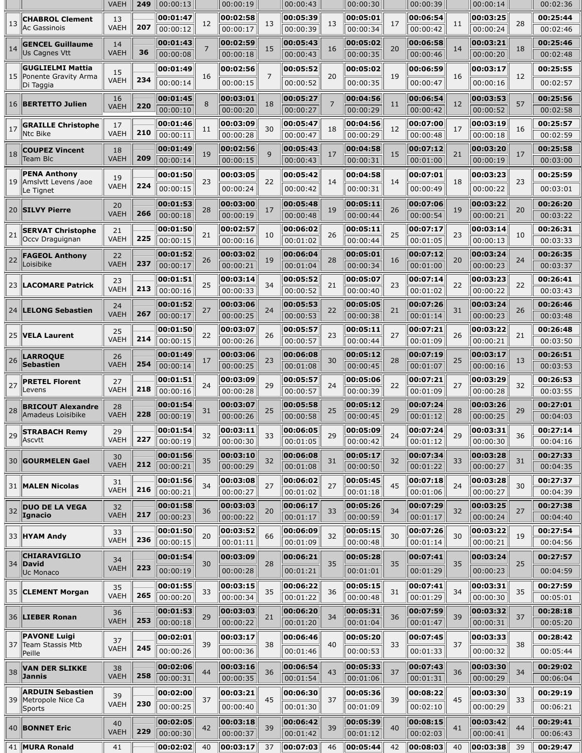| | | VAEH | 249 | 00:00:13 | | 00:00:19 | | 00:00:43 | | 00:00:30 | | 00:00:39 | | 00:00:14 | | 00:02:36 |
|---|---|---|---|---|---|---|---|---|---|---|---|---|---|---|---|---|
| 13 | **CHABROL Clement**<br>Ac Gassinois | 13<br>VAEH | **207** | **00:01:47**<br>00:00:12 | 12 | **00:02:58**<br>00:00:17 | 13 | **00:05:39**<br>00:00:39 | 13 | **00:05:01**<br>00:00:34 | 17 | **00:06:54**<br>00:00:42 | 11 | **00:03:25**<br>00:00:24 | 28 | **00:25:44**<br>00:02:46 |
| 14 | **GENCEL Guillaume**<br>Us Cagnes Vtt | 14<br>VAEH | **36** | **00:01:43**<br>00:00:08 | 7 | **00:02:59**<br>00:00:18 | 15 | **00:05:43**<br>00:00:43 | 16 | **00:05:02**<br>00:00:35 | 20 | **00:06:58**<br>00:00:46 | 14 | **00:03:21**<br>00:00:20 | 18 | **00:25:46**<br>00:02:48 |
| 15 | **GUGLIELMI Mattia**<br>Ponente Gravity Arma Di Taggia | 15<br>VAEH | **234** | **00:01:49**<br>00:00:14 | 16 | **00:02:56**<br>00:00:15 | 7 | **00:05:52**<br>00:00:52 | 20 | **00:05:02**<br>00:00:35 | 19 | **00:06:59**<br>00:00:47 | 16 | **00:03:17**<br>00:00:16 | 12 | **00:25:55**<br>00:02:57 |
| 16 | **BERTETTO Julien** | 16<br>VAEH | **220** | **00:01:45**<br>00:00:10 | 8 | **00:03:01**<br>00:00:20 | 18 | **00:05:27**<br>00:00:27 | 7 | **00:04:56**<br>00:00:29 | 11 | **00:06:54**<br>00:00:42 | 12 | **00:03:53**<br>00:00:52 | 57 | **00:25:56**<br>00:02:58 |
| 17 | **GRAILLE Christophe**<br>Ntc Bike | 17<br>VAEH | **210** | **00:01:46**<br>00:00:11 | 11 | **00:03:09**<br>00:00:28 | 30 | **00:05:47**<br>00:00:47 | 18 | **00:04:56**<br>00:00:29 | 12 | **00:07:00**<br>00:00:48 | 17 | **00:03:19**<br>00:00:18 | 16 | **00:25:57**<br>00:02:59 |
| 18 | **COUPEZ Vincent**<br>Team Blc | 18<br>VAEH | **209** | **00:01:49**<br>00:00:14 | 19 | **00:02:56**<br>00:00:15 | 9 | **00:05:43**<br>00:00:43 | 17 | **00:04:58**<br>00:00:31 | 15 | **00:07:12**<br>00:01:00 | 21 | **00:03:20**<br>00:00:19 | 17 | **00:25:58**<br>00:03:00 |
| 19 | **PENA Anthony**<br>Amslvtt Levens /aoe Le Tignet | 19<br>VAEH | **224** | **00:01:50**<br>00:00:15 | 23 | **00:03:05**<br>00:00:24 | 22 | **00:05:42**<br>00:00:42 | 14 | **00:04:58**<br>00:00:31 | 14 | **00:07:01**<br>00:00:49 | 18 | **00:03:23**<br>00:00:22 | 23 | **00:25:59**<br>00:03:01 |
| 20 | **SILVY Pierre** | 20<br>VAEH | **266** | **00:01:53**<br>00:00:18 | 28 | **00:03:00**<br>00:00:19 | 17 | **00:05:48**<br>00:00:48 | 19 | **00:05:11**<br>00:00:44 | 26 | **00:07:06**<br>00:00:54 | 19 | **00:03:22**<br>00:00:21 | 20 | **00:26:20**<br>00:03:22 |
| 21 | **SERVAT Christophe**<br>Occv Draguignan | 21<br>VAEH | **225** | **00:01:50**<br>00:00:15 | 21 | **00:02:57**<br>00:00:16 | 10 | **00:06:02**<br>00:01:02 | 26 | **00:05:11**<br>00:00:44 | 25 | **00:07:17**<br>00:01:05 | 23 | **00:03:14**<br>00:00:13 | 10 | **00:26:31**<br>00:03:33 |
| 22 | **FAGEOL Anthony**<br>Loisibike | 22<br>VAEH | **237** | **00:01:52**<br>00:00:17 | 26 | **00:03:02**<br>00:00:21 | 19 | **00:06:04**<br>00:01:04 | 28 | **00:05:01**<br>00:00:34 | 16 | **00:07:12**<br>00:01:00 | 20 | **00:03:24**<br>00:00:23 | 24 | **00:26:35**<br>00:03:37 |
| 23 | **LACOMARE Patrick** | 23<br>VAEH | **213** | **00:01:51**<br>00:00:16 | 25 | **00:03:14**<br>00:00:33 | 34 | **00:05:52**<br>00:00:52 | 21 | **00:05:07**<br>00:00:40 | 23 | **00:07:14**<br>00:01:02 | 22 | **00:03:23**<br>00:00:22 | 22 | **00:26:41**<br>00:03:43 |
| 24 | **LELONG Sebastien** | 24<br>VAEH | **267** | **00:01:52**<br>00:00:17 | 27 | **00:03:06**<br>00:00:25 | 24 | **00:05:53**<br>00:00:53 | 22 | **00:05:05**<br>00:00:38 | 21 | **00:07:26**<br>00:01:14 | 31 | **00:03:24**<br>00:00:23 | 26 | **00:26:46**<br>00:03:48 |
| 25 | **VELA Laurent** | 25<br>VAEH | **214** | **00:01:50**<br>00:00:15 | 22 | **00:03:07**<br>00:00:26 | 26 | **00:05:57**<br>00:00:57 | 23 | **00:05:11**<br>00:00:44 | 27 | **00:07:21**<br>00:01:09 | 26 | **00:03:22**<br>00:00:21 | 21 | **00:26:48**<br>00:03:50 |
| 26 | **LARROQUE Sebastien** | 26<br>VAEH | **254** | **00:01:49**<br>00:00:14 | 17 | **00:03:06**<br>00:00:25 | 23 | **00:06:08**<br>00:01:08 | 30 | **00:05:12**<br>00:00:45 | 28 | **00:07:19**<br>00:01:07 | 25 | **00:03:17**<br>00:00:16 | 13 | **00:26:51**<br>00:03:53 |
| 27 | **PRETEL Florent**<br>Levens | 27<br>VAEH | **218** | **00:01:51**<br>00:00:16 | 24 | **00:03:09**<br>00:00:28 | 29 | **00:05:57**<br>00:00:57 | 24 | **00:05:06**<br>00:00:39 | 22 | **00:07:21**<br>00:01:09 | 27 | **00:03:29**<br>00:00:28 | 32 | **00:26:53**<br>00:03:55 |
| 28 | **BRICOUT Alexandre**<br>Amadeus Loisibike | 28<br>VAEH | **228** | **00:01:54**<br>00:00:19 | 31 | **00:03:07**<br>00:00:26 | 25 | **00:05:58**<br>00:00:58 | 25 | **00:05:12**<br>00:00:45 | 29 | **00:07:24**<br>00:01:12 | 28 | **00:03:26**<br>00:00:25 | 29 | **00:27:01**<br>00:04:03 |
| 29 | **STRABACH Remy**<br>Ascvtt | 29<br>VAEH | **227** | **00:01:54**<br>00:00:19 | 32 | **00:03:11**<br>00:00:30 | 33 | **00:06:05**<br>00:01:05 | 29 | **00:05:09**<br>00:00:42 | 24 | **00:07:24**<br>00:01:12 | 29 | **00:03:31**<br>00:00:30 | 36 | **00:27:14**<br>00:04:16 |
| 30 | **GOURMELEN Gael** | 30<br>VAEH | **212** | **00:01:56**<br>00:00:21 | 35 | **00:03:10**<br>00:00:29 | 32 | **00:06:08**<br>00:01:08 | 31 | **00:05:17**<br>00:00:50 | 32 | **00:07:34**<br>00:01:22 | 33 | **00:03:28**<br>00:00:27 | 31 | **00:27:33**<br>00:04:35 |
| 31 | **MALEN Nicolas** | 31<br>VAEH | **216** | **00:01:56**<br>00:00:21 | 34 | **00:03:08**<br>00:00:27 | 27 | **00:06:02**<br>00:01:02 | 27 | **00:05:45**<br>00:01:18 | 45 | **00:07:18**<br>00:01:06 | 24 | **00:03:28**<br>00:00:27 | 30 | **00:27:37**<br>00:04:39 |
| 32 | **DUO DE LA VEGA Ignacio** | 32<br>VAEH | **217** | **00:01:58**<br>00:00:23 | 36 | **00:03:03**<br>00:00:22 | 20 | **00:06:17**<br>00:01:17 | 33 | **00:05:26**<br>00:00:59 | 34 | **00:07:29**<br>00:01:17 | 32 | **00:03:25**<br>00:00:24 | 27 | **00:27:38**<br>00:04:40 |
| 33 | **HYAM Andy** | 33<br>VAEH | **236** | **00:01:50**<br>00:00:15 | 20 | **00:03:52**<br>00:01:11 | 66 | **00:06:09**<br>00:01:09 | 32 | **00:05:15**<br>00:00:48 | 30 | **00:07:26**<br>00:01:14 | 30 | **00:03:22**<br>00:00:21 | 19 | **00:27:54**<br>00:04:56 |
| 34 | **CHIARAVIGLIO David**<br>Uc Monaco | 34<br>VAEH | **223** | **00:01:54**<br>00:00:19 | 30 | **00:03:09**<br>00:00:28 | 28 | **00:06:21**<br>00:01:21 | 35 | **00:05:28**<br>00:01:01 | 35 | **00:07:41**<br>00:01:29 | 35 | **00:03:24**<br>00:00:23 | 25 | **00:27:57**<br>00:04:59 |
| 35 | **CLEMENT Morgan** | 35<br>VAEH | **265** | **00:01:55**<br>00:00:20 | 33 | **00:03:15**<br>00:00:34 | 35 | **00:06:22**<br>00:01:22 | 36 | **00:05:15**<br>00:00:48 | 31 | **00:07:41**<br>00:01:29 | 34 | **00:03:31**<br>00:00:30 | 35 | **00:27:59**<br>00:05:01 |
| 36 | **LIEBER Ronan** | 36<br>VAEH | **253** | **00:01:53**<br>00:00:18 | 29 | **00:03:03**<br>00:00:22 | 21 | **00:06:20**<br>00:01:20 | 34 | **00:05:31**<br>00:01:04 | 36 | **00:07:59**<br>00:01:47 | 39 | **00:03:32**<br>00:00:31 | 37 | **00:28:18**<br>00:05:20 |
| 37 | **PAVONE Luigi**<br>Team Stassis Mtb Peille | 37<br>VAEH | **245** | **00:02:01**<br>00:00:26 | 39 | **00:03:17**<br>00:00:36 | 38 | **00:06:46**<br>00:01:46 | 40 | **00:05:20**<br>00:00:53 | 33 | **00:07:45**<br>00:01:33 | 37 | **00:03:33**<br>00:00:32 | 38 | **00:28:42**<br>00:05:44 |
| 38 | **VAN DER SLIKKE Jannis** | 38<br>VAEH | **258** | **00:02:06**<br>00:00:31 | 44 | **00:03:16**<br>00:00:35 | 36 | **00:06:54**<br>00:01:54 | 43 | **00:05:33**<br>00:01:06 | 37 | **00:07:43**<br>00:01:31 | 36 | **00:03:30**<br>00:00:29 | 34 | **00:29:02**<br>00:06:04 |
| 39 | **ARDUIN Sebastien**<br>Metropole Nice Ca Sports | 39<br>VAEH | **230** | **00:02:00**<br>00:00:25 | 37 | **00:03:21**<br>00:00:40 | 45 | **00:06:30**<br>00:01:30 | 37 | **00:05:36**<br>00:01:09 | 39 | **00:08:22**<br>00:02:10 | 45 | **00:03:30**<br>00:00:29 | 33 | **00:29:19**<br>00:06:21 |
| 40 | **BONNET Eric** | 40<br>VAEH | **229** | **00:02:05**<br>00:00:30 | 42 | **00:03:18**<br>00:00:37 | 39 | **00:06:42**<br>00:01:42 | 39 | **00:05:39**<br>00:01:12 | 40 | **00:08:15**<br>00:02:03 | 41 | **00:03:42**<br>00:00:41 | 44 | **00:29:41**<br>00:06:43 |
| 41 | **MURA Ronald** | 41 | | **00:02:02** | 40 | **00:03:17** | 37 | **00:07:03** | 46 | **00:05:44** | 42 | **00:08:03** | 40 | **00:03:38** | 39 | **00:29:47** |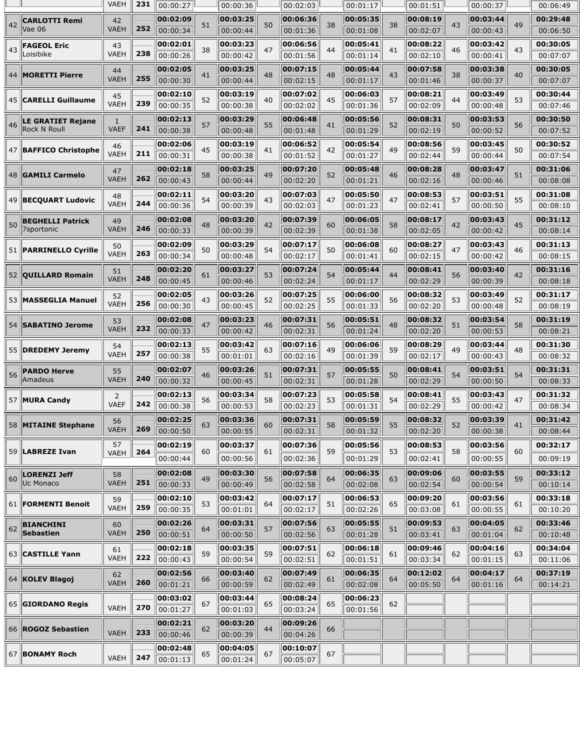| | | | | | | | | | | | | | | | | |
|---|---|---|---|---|---|---|---|---|---|---|---|---|---|---|---|---|
| | | VAEH | 231 | 00:00:27 | | 00:00:36 | | 00:02:03 | | 00:01:17 | | 00:01:51 | | 00:00:37 | | 00:06:49 |
| 42 | **CARLOTTI Remi**<br>Vae 06 | 42<br>VAEH | 252 | **00:02:09**<br>00:00:34 | 51 | **00:03:25**<br>00:00:44 | 50 | **00:06:36**<br>00:01:36 | 38 | **00:05:35**<br>00:01:08 | 38 | **00:08:19**<br>00:02:07 | 43 | **00:03:44**<br>00:00:43 | 49 | **00:29:48**<br>00:06:50 |
| 43 | **FAGEOL Eric**<br>Loisibike | 43<br>VAEH | 238 | **00:02:01**<br>00:00:26 | 38 | **00:03:23**<br>00:00:42 | 47 | **00:06:56**<br>00:01:56 | 44 | **00:05:41**<br>00:01:14 | 41 | **00:08:22**<br>00:02:10 | 46 | **00:03:42**<br>00:00:41 | 43 | **00:30:05**<br>00:07:07 |
| 44 | **MORETTI Pierre** | 44<br>VAEH | 255 | **00:02:05**<br>00:00:30 | 41 | **00:03:25**<br>00:00:44 | 48 | **00:07:15**<br>00:02:15 | 48 | **00:05:44**<br>00:01:17 | 43 | **00:07:58**<br>00:01:46 | 38 | **00:03:38**<br>00:00:37 | 40 | **00:30:05**<br>00:07:07 |
| 45 | **CARELLI Guillaume** | 45<br>VAEH | 239 | **00:02:10**<br>00:00:35 | 52 | **00:03:19**<br>00:00:38 | 40 | **00:07:02**<br>00:02:02 | 45 | **00:06:03**<br>00:01:36 | 57 | **00:08:21**<br>00:02:09 | 44 | **00:03:49**<br>00:00:48 | 53 | **00:30:44**<br>00:07:46 |
| 46 | **LE GRATIET Rejane**<br>Rock N Roull | 1<br>VAEF | 241 | **00:02:13**<br>00:00:38 | 57 | **00:03:29**<br>00:00:48 | 55 | **00:06:48**<br>00:01:48 | 41 | **00:05:56**<br>00:01:29 | 52 | **00:08:31**<br>00:02:19 | 50 | **00:03:53**<br>00:00:52 | 56 | **00:30:50**<br>00:07:52 |
| 47 | **BAFFICO Christophe** | 46<br>VAEH | 211 | **00:02:06**<br>00:00:31 | 45 | **00:03:19**<br>00:00:38 | 41 | **00:06:52**<br>00:01:52 | 42 | **00:05:54**<br>00:01:27 | 49 | **00:08:56**<br>00:02:44 | 59 | **00:03:45**<br>00:00:44 | 50 | **00:30:52**<br>00:07:54 |
| 48 | **GAMILI Carmelo** | 47<br>VAEH | 262 | **00:02:18**<br>00:00:43 | 58 | **00:03:25**<br>00:00:44 | 49 | **00:07:20**<br>00:02:20 | 52 | **00:05:48**<br>00:01:21 | 46 | **00:08:28**<br>00:02:16 | 48 | **00:03:47**<br>00:00:46 | 51 | **00:31:06**<br>00:08:08 |
| 49 | **BECQUART Ludovic** | 48<br>VAEH | 244 | **00:02:11**<br>00:00:36 | 54 | **00:03:20**<br>00:00:39 | 43 | **00:07:03**<br>00:02:03 | 47 | **00:05:50**<br>00:01:23 | 47 | **00:08:53**<br>00:02:41 | 57 | **00:03:51**<br>00:00:50 | 55 | **00:31:08**<br>00:08:10 |
| 50 | **BEGHELLI Patrick**<br>7sportonic | 49<br>VAEH | 246 | **00:02:08**<br>00:00:33 | 48 | **00:03:20**<br>00:00:39 | 42 | **00:07:39**<br>00:02:39 | 60 | **00:06:05**<br>00:01:38 | 58 | **00:08:17**<br>00:02:05 | 42 | **00:03:43**<br>00:00:42 | 45 | **00:31:12**<br>00:08:14 |
| 51 | **PARRINELLO Cyrille** | 50<br>VAEH | 263 | **00:02:09**<br>00:00:34 | 50 | **00:03:29**<br>00:00:48 | 54 | **00:07:17**<br>00:02:17 | 50 | **00:06:08**<br>00:01:41 | 60 | **00:08:27**<br>00:02:15 | 47 | **00:03:43**<br>00:00:42 | 46 | **00:31:13**<br>00:08:15 |
| 52 | **QUILLARD Romain** | 51<br>VAEH | 248 | **00:02:20**<br>00:00:45 | 61 | **00:03:27**<br>00:00:46 | 53 | **00:07:24**<br>00:02:24 | 54 | **00:05:44**<br>00:01:17 | 44 | **00:08:41**<br>00:02:29 | 56 | **00:03:40**<br>00:00:39 | 42 | **00:31:16**<br>00:08:18 |
| 53 | **MASSEGLIA Manuel** | 52<br>VAEH | 256 | **00:02:05**<br>00:00:30 | 43 | **00:03:26**<br>00:00:45 | 52 | **00:07:25**<br>00:02:25 | 55 | **00:06:00**<br>00:01:33 | 56 | **00:08:32**<br>00:02:20 | 53 | **00:03:49**<br>00:00:48 | 52 | **00:31:17**<br>00:08:19 |
| 54 | **SABATINO Jerome** | 53<br>VAEH | 232 | **00:02:08**<br>00:00:33 | 47 | **00:03:23**<br>00:00:42 | 46 | **00:07:31**<br>00:02:31 | 56 | **00:05:51**<br>00:01:24 | 48 | **00:08:32**<br>00:02:20 | 51 | **00:03:54**<br>00:00:53 | 58 | **00:31:19**<br>00:08:21 |
| 55 | **DREDEMY Jeremy** | 54<br>VAEH | 257 | **00:02:13**<br>00:00:38 | 55 | **00:03:42**<br>00:01:01 | 63 | **00:07:16**<br>00:02:16 | 49 | **00:06:06**<br>00:01:39 | 59 | **00:08:29**<br>00:02:17 | 49 | **00:03:44**<br>00:00:43 | 48 | **00:31:30**<br>00:08:32 |
| 56 | **PARDO Herve**<br>Amadeus | 55<br>VAEH | 240 | **00:02:07**<br>00:00:32 | 46 | **00:03:26**<br>00:00:45 | 51 | **00:07:31**<br>00:02:31 | 57 | **00:05:55**<br>00:01:28 | 50 | **00:08:41**<br>00:02:29 | 54 | **00:03:51**<br>00:00:50 | 54 | **00:31:31**<br>00:08:33 |
| 57 | **MURA Candy** | 2<br>VAEF | 242 | **00:02:13**<br>00:00:38 | 56 | **00:03:34**<br>00:00:53 | 58 | **00:07:23**<br>00:02:23 | 53 | **00:05:58**<br>00:01:31 | 54 | **00:08:41**<br>00:02:29 | 55 | **00:03:43**<br>00:00:42 | 47 | **00:31:32**<br>00:08:34 |
| 58 | **MITAINE Stephane** | 56<br>VAEH | 269 | **00:02:25**<br>00:00:50 | 63 | **00:03:36**<br>00:00:55 | 60 | **00:07:31**<br>00:02:31 | 58 | **00:05:59**<br>00:01:32 | 55 | **00:08:32**<br>00:02:20 | 52 | **00:03:39**<br>00:00:38 | 41 | **00:31:42**<br>00:08:44 |
| 59 | **LABREZE Ivan** | 57<br>VAEH | 264 | **00:02:19**<br>00:00:44 | 60 | **00:03:37**<br>00:00:56 | 61 | **00:07:36**<br>00:02:36 | 59 | **00:05:56**<br>00:01:29 | 53 | **00:08:53**<br>00:02:41 | 58 | **00:03:56**<br>00:00:55 | 60 | **00:32:17**<br>00:09:19 |
| 60 | **LORENZI Jeff**<br>Uc Monaco | 58<br>VAEH | 251 | **00:02:08**<br>00:00:33 | 49 | **00:03:30**<br>00:00:49 | 56 | **00:07:58**<br>00:02:58 | 64 | **00:06:35**<br>00:02:08 | 63 | **00:09:06**<br>00:02:54 | 60 | **00:03:55**<br>00:00:54 | 59 | **00:33:12**<br>00:10:14 |
| 61 | **FORMENTI Benoit** | 59<br>VAEH | 259 | **00:02:10**<br>00:00:35 | 53 | **00:03:42**<br>00:01:01 | 64 | **00:07:17**<br>00:02:17 | 51 | **00:06:53**<br>00:02:26 | 65 | **00:09:20**<br>00:03:08 | 61 | **00:03:56**<br>00:00:55 | 61 | **00:33:18**<br>00:10:20 |
| 62 | **BIANCHINI Sebastien** | 60<br>VAEH | 250 | **00:02:26**<br>00:00:51 | 64 | **00:03:31**<br>00:00:50 | 57 | **00:07:56**<br>00:02:56 | 63 | **00:05:55**<br>00:01:28 | 51 | **00:09:53**<br>00:03:41 | 63 | **00:04:05**<br>00:01:04 | 62 | **00:33:46**<br>00:10:48 |
| 63 | **CASTILLE Yann** | 61<br>VAEH | 222 | **00:02:18**<br>00:00:43 | 59 | **00:03:35**<br>00:00:54 | 59 | **00:07:51**<br>00:02:51 | 62 | **00:06:18**<br>00:01:51 | 61 | **00:09:46**<br>00:03:34 | 62 | **00:04:16**<br>00:01:15 | 63 | **00:34:04**<br>00:11:06 |
| 64 | **KOLEV Blagoj** | 62<br>VAEH | 260 | **00:02:56**<br>00:01:21 | 66 | **00:03:40**<br>00:00:59 | 62 | **00:07:49**<br>00:02:49 | 61 | **00:06:35**<br>00:02:08 | 64 | **00:12:02**<br>00:05:50 | 64 | **00:04:17**<br>00:01:16 | 64 | **00:37:19**<br>00:14:21 |
| 65 | **GIORDANO Regis** | VAEH | 270 | **00:03:02**<br>00:01:27 | 67 | **00:03:44**<br>00:01:03 | 65 | **00:08:24**<br>00:03:24 | 65 | **00:06:23**<br>00:01:56 | 62 | | | | | |
| 66 | **ROGOZ Sebastien** | VAEH | 233 | **00:02:21**<br>00:00:46 | 62 | **00:03:20**<br>00:00:39 | 44 | **00:09:26**<br>00:04:26 | 66 | | | | | | | |
| 67 | **BONAMY Roch** | VAEH | 247 | **00:02:48**<br>00:01:13 | 65 | **00:04:05**<br>00:01:24 | 67 | **00:10:07**<br>00:05:07 | 67 | | | | | | | |